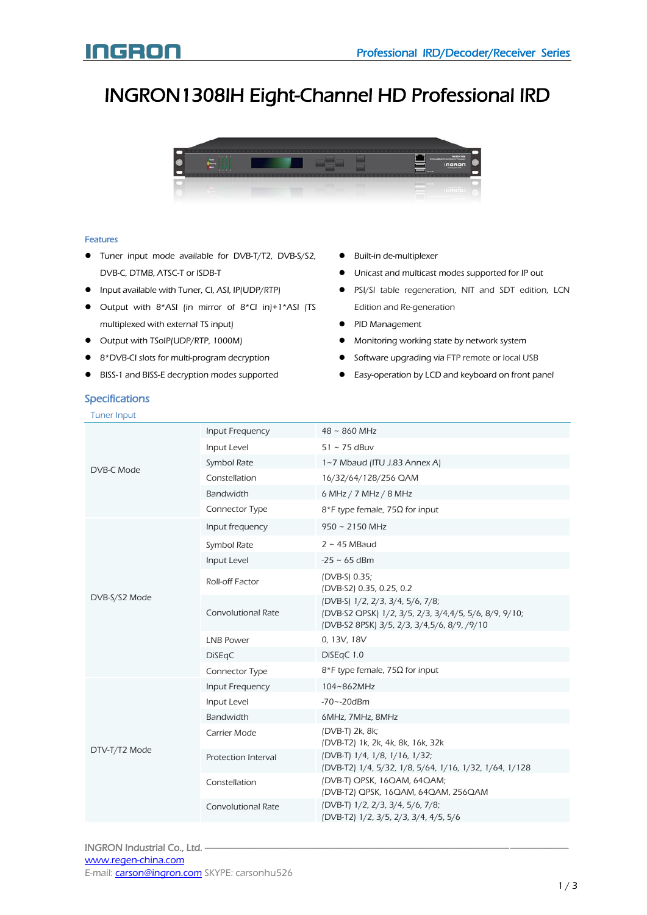# INGRON1308IH Eight-Channel HD Professional IRD

## Features

- Tuner input mode available for DVB-T/T2, DVB-S/S2, DVB-C, DTMB, ATSC-T or ISDB-T
- Input available with Tuner, CI, ASI, IP(UDP/RTP)
- Output with 8*ASI (in mirror of 8*CI in)+1*ASI (TS multiplexed with external TS input)
- Output with TSoIP(UDP/RTP, 1000M)
- 8*DVB-CI slots for multi-program decryption
- BISS-1 and BISS-E decryption modes supported
- Built-in de-multiplexer
- Unicast and multicast modes supported for IP out
- PSI/SI table regeneration, NIT and SDT edition, LCN Edition and Re-generation
- PID Management
- Monitoring working state by network system
- Software upgrading via FTP remote or local USB
- Easy-operation by LCD and keyboard on front panel

## Specifications

### Tuner Input

| | | |
|---|---|---|
| DVB-C Mode | Input Frequency | 48 ~ 860 MHz |
| | Input Level | 51 ~ 75 dBuv |
| | Symbol Rate | 1~7 Mbaud (ITU J.83 Annex A) |
| | Constellation | 16/32/64/128/256 QAM |
| | Bandwidth | 6 MHz / 7 MHz / 8 MHz |
| | Connector Type | 8*F type female, 75Ω for input |
| DVB-S/S2 Mode | Input frequency | 950 ~ 2150 MHz |
| | Symbol Rate | 2 ~ 45 MBaud |
| | Input Level | -25 ~ 65 dBm |
| | Roll-off Factor | (DVB-S) 0.35;<br>(DVB-S2) 0.35, 0.25, 0.2 |
| | Convolutional Rate | (DVB-S) 1/2, 2/3, 3/4, 5/6, 7/8;<br>(DVB-S2 QPSK) 1/2, 3/5, 2/3, 3/4,4/5, 5/6, 8/9, 9/10;<br>(DVB-S2 8PSK) 3/5, 2/3, 3/4,5/6, 8/9, /9/10 |
| | LNB Power | 0, 13V, 18V |
| | DiSEqC | DiSEqC 1.0 |
| | Connector Type | 8*F type female, 75Ω for input |
| DTV-T/T2 Mode | Input Frequency | 104~862MHz |
| | Input Level | -70~-20dBm |
| | Bandwidth | 6MHz, 7MHz, 8MHz |
| | Carrier Mode | (DVB-T) 2k, 8k;<br>(DVB-T2) 1k, 2k, 4k, 8k, 16k, 32k |
| | Protection Interval | (DVB-T) 1/4, 1/8, 1/16, 1/32;<br>(DVB-T2) 1/4, 5/32, 1/8, 5/64, 1/16, 1/32, 1/64, 1/128 |
| | Constellation | (DVB-T) QPSK, 16QAM, 64QAM;<br>(DVB-T2) QPSK, 16QAM, 64QAM, 256QAM |
| | Convolutional Rate | (DVB-T) 1/2, 2/3, 3/4, 5/6, 7/8;<br>(DVB-T2) 1/2, 3/5, 2/3, 3/4, 4/5, 5/6 |

INGRON Industrial Co., Ltd.
www.regen-china.com
E-mail: carson@ingron.com SKYPE: carsonhu526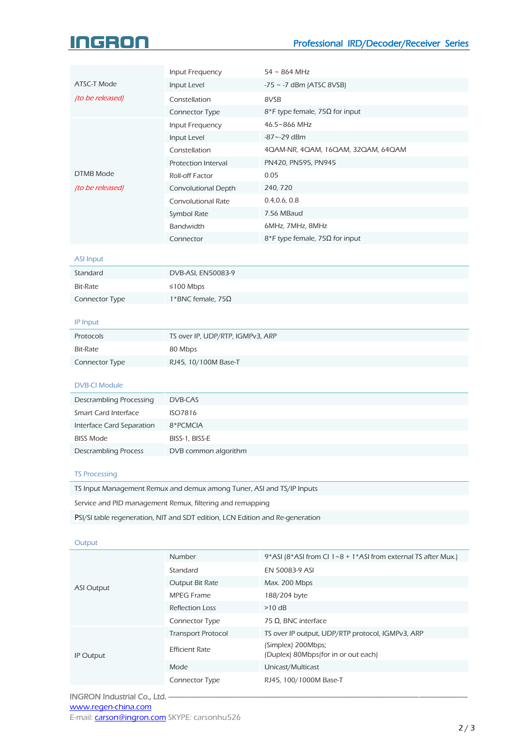| | | |
|---|---|---|
| ATSC-T Mode *(to be released)* | Input Frequency | 54 ~ 864 MHz |
| | Input Level | -75 ~ -7 dBm (ATSC 8VSB) |
| | Constellation | 8VSB |
| | Connector Type | 8*F type female, 75Ω for input |
| DTMB Mode *(to be released)* | Input Frequency | 46.5~866 MHz |
| | Input Level | -87~-29 dBm |
| | Constellation | 4QAM-NR, 4QAM, 16QAM, 32QAM, 64QAM |
| | Protection Interval | PN420, PN595, PN945 |
| | Roll-off Factor | 0.05 |
| | Convolutional Depth | 240, 720 |
| | Convolutional Rate | 0.4,0.6, 0.8 |
| | Symbol Rate | 7.56 MBaud |
| | Bandwidth | 6MHz, 7MHz, 8MHz |
| | Connector | 8*F type female, 75Ω for input |

### ASI Input

| | |
|---|---|
| Standard | DVB-ASI, EN50083-9 |
| Bit-Rate | ≤100 Mbps |
| Connector Type | 1*BNC female, 75Ω |

### IP Input

| | |
|---|---|
| Protocols | TS over IP, UDP/RTP, IGMPv3, ARP |
| Bit-Rate | 80 Mbps |
| Connector Type | RJ45, 10/100M Base-T |

### DVB-CI Module

| | |
|---|---|
| Descrambling Processing | DVB-CAS |
| Smart Card Interface | ISO7816 |
| Interface Card Separation | 8*PCMCIA |
| BISS Mode | BISS-1, BISS-E |
| Descrambling Process | DVB common algorithm |

### TS Processing

| |
|---|
| TS Input Management Remux and demux among Tuner, ASI and TS/IP Inputs |
| Service and PID management Remux, filtering and remapping |
| PSI/SI table regeneration, NIT and SDT edition, LCN Edition and Re-generation |

### Output

| | | |
|---|---|---|
| ASI Output | Number | 9*ASI (8*ASI from CI 1~8 + 1*ASI from external TS after Mux.) |
| | Standard | EN 50083-9 ASI |
| | Output Bit Rate | Max. 200 Mbps |
| | MPEG Frame | 188/204 byte |
| | Reflection Loss | >10 dB |
| | Connector Type | 75 Ω, BNC interface |
| IP Output | Transport Protocol | TS over IP output, UDP/RTP protocol, IGMPv3, ARP |
| | Efficient Rate | (Simplex) 200Mbps;<br>(Duplex) 80Mbps(for in or out each) |
| | Mode | Unicast/Multicast |
| | Connector Type | RJ45, 100/1000M Base-T |

INGRON Industrial Co., Ltd.
www.regen-china.com
E-mail: carson@ingron.com SKYPE: carsonhu526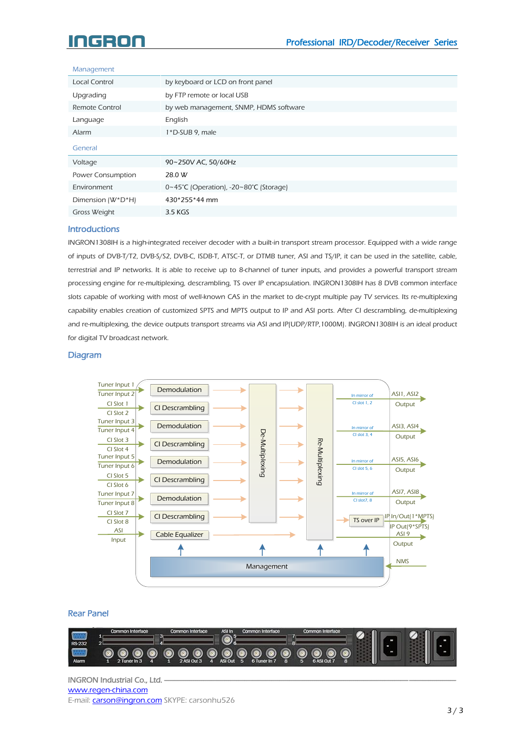| | |
|---|---|
| **Management** | |
| Local Control | by keyboard or LCD on front panel |
| Upgrading | by FTP remote or local USB |
| Remote Control | by web management, SNMP, HDMS software |
| Language | English |
| Alarm | 1*D-SUB 9, male |
| **General** | |
| Voltage | 90~250V AC, 50/60Hz |
| Power Consumption | 28.0 W |
| Environment | 0~45°C (Operation), -20~80°C (Storage) |
| Dimension (W*D*H) | 430*255*44 mm |
| Gross Weight | 3.5 KGS |

## Introductions

INGRON1308IH is a high-integrated receiver decoder with a built-in transport stream processor. Equipped with a wide range of inputs of DVB-T/T2, DVB-S/S2, DVB-C, ISDB-T, ATSC-T, or DTMB tuner, ASI and TS/IP, it can be used in the satellite, cable, terrestrial and IP networks. It is able to receive up to 8-channel of tuner inputs, and provides a powerful transport stream processing engine for re-multiplexing, descrambling, TS over IP encapsulation. INGRON1308IH has 8 DVB common interface slots capable of working with most of well-known CAS in the market to de-crypt multiple pay TV services. Its re-multiplexing capability enables creation of customized SPTS and MPTS output to IP and ASI ports. After CI descrambling, de-multiplexing and re-multiplexing, the device outputs transport streams via ASI and IP(UDP/RTP,1000M). INGRON1308IH is an ideal product for digital TV broadcast network.

## Diagram

Tuner Input 1
Tuner Input 2
CI Slot 1
CI Slot 2
Tuner Input 3
Tuner Input 4
CI Slot 3
CI Slot 4
Tuner Input 5
Tuner Input 6
CI Slot 5
CI Slot 6
Tuner Input 7
Tuner Input 8
CI Slot 7
CI Slot 8
ASI
Input

Demodulation
CI Descrambling
Demodulation
CI Descrambling
Demodulation
CI Descrambling
Demodulation
CI Descrambling
Cable Equalizer

De-Multiplexing
Re-Multiplexing

In mirror of CI slot 1, 2
In mirror of CI slot 3, 4
In mirror of CI slot 5, 6
In mirror of CI slot7, 8

ASI1, ASI2 Output
ASI3, ASI4 Output
ASI5, ASI6 Output
ASI7, ASI8 Output
TS over IP
IP In/Out(1*MPTS)
IP Out(9*SPTS)
ASI 9
Output
NMS
Management

## Rear Panel

RS-232
Alarm
Common Interface
Common Interface
ASI In
Common Interface
Common Interface
1 2 Tuner In 3 4
1 2 ASI Out 3 4
ASI Out 5 6 Tuner In 7 8
5 6 ASI Out 7 8

INGRON Industrial Co., Ltd.
www.regen-china.com
E-mail: carson@ingron.com SKYPE: carsonhu526